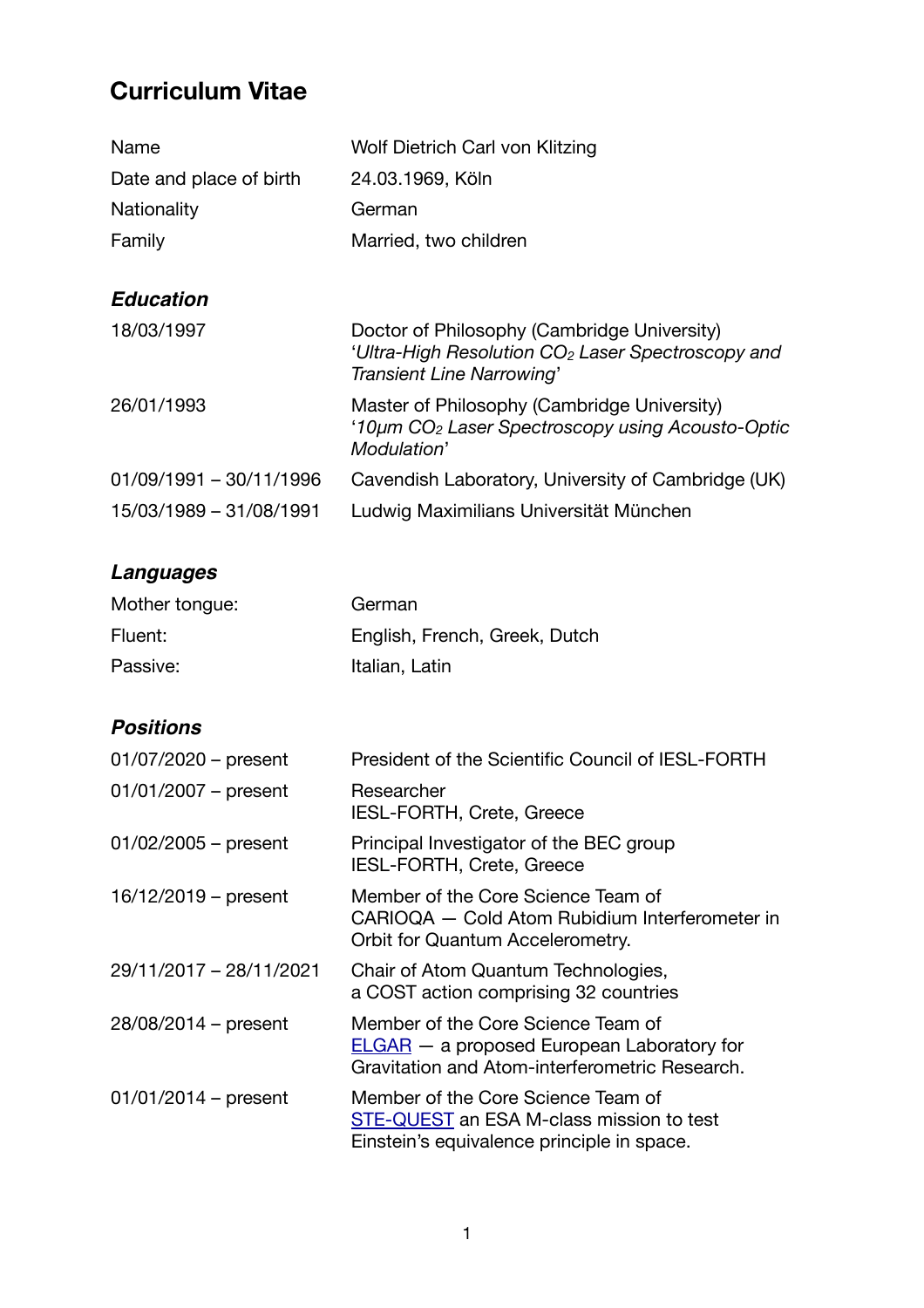# Curriculum Vitae

| | |
|---|---|
| Name | Wolf Dietrich Carl von Klitzing |
| Date and place of birth | 24.03.1969, Köln |
| Nationality | German |
| Family | Married, two children |

## *Education*

| | |
|---|---|
| 18/03/1997 | Doctor of Philosophy (Cambridge University)<br>'*Ultra-High Resolution $CO_2$ Laser Spectroscopy and Transient Line Narrowing*' |
| 26/01/1993 | Master of Philosophy (Cambridge University)<br>'*10µm $CO_2$ Laser Spectroscopy using Acousto-Optic Modulation*' |
| 01/09/1991 – 30/11/1996 | Cavendish Laboratory, University of Cambridge (UK) |
| 15/03/1989 – 31/08/1991 | Ludwig Maximilians Universität München |

## *Languages*

| | |
|---|---|
| Mother tongue: | German |
| Fluent: | English, French, Greek, Dutch |
| Passive: | Italian, Latin |

## *Positions*

| | |
|---|---|
| 01/07/2020 – present | President of the Scientific Council of IESL-FORTH |
| 01/01/2007 – present | Researcher<br>IESL-FORTH, Crete, Greece |
| 01/02/2005 – present | Principal Investigator of the BEC group<br>IESL-FORTH, Crete, Greece |
| 16/12/2019 – present | Member of the Core Science Team of<br>CARIOQA — Cold Atom Rubidium Interferometer in Orbit for Quantum Accelerometry. |
| 29/11/2017 – 28/11/2021 | Chair of Atom Quantum Technologies,<br>a COST action comprising 32 countries |
| 28/08/2014 – present | Member of the Core Science Team of<br>ELGAR — a proposed European Laboratory for Gravitation and Atom-interferometric Research. |
| 01/01/2014 – present | Member of the Core Science Team of<br>STE-QUEST an ESA M-class mission to test Einstein's equivalence principle in space. |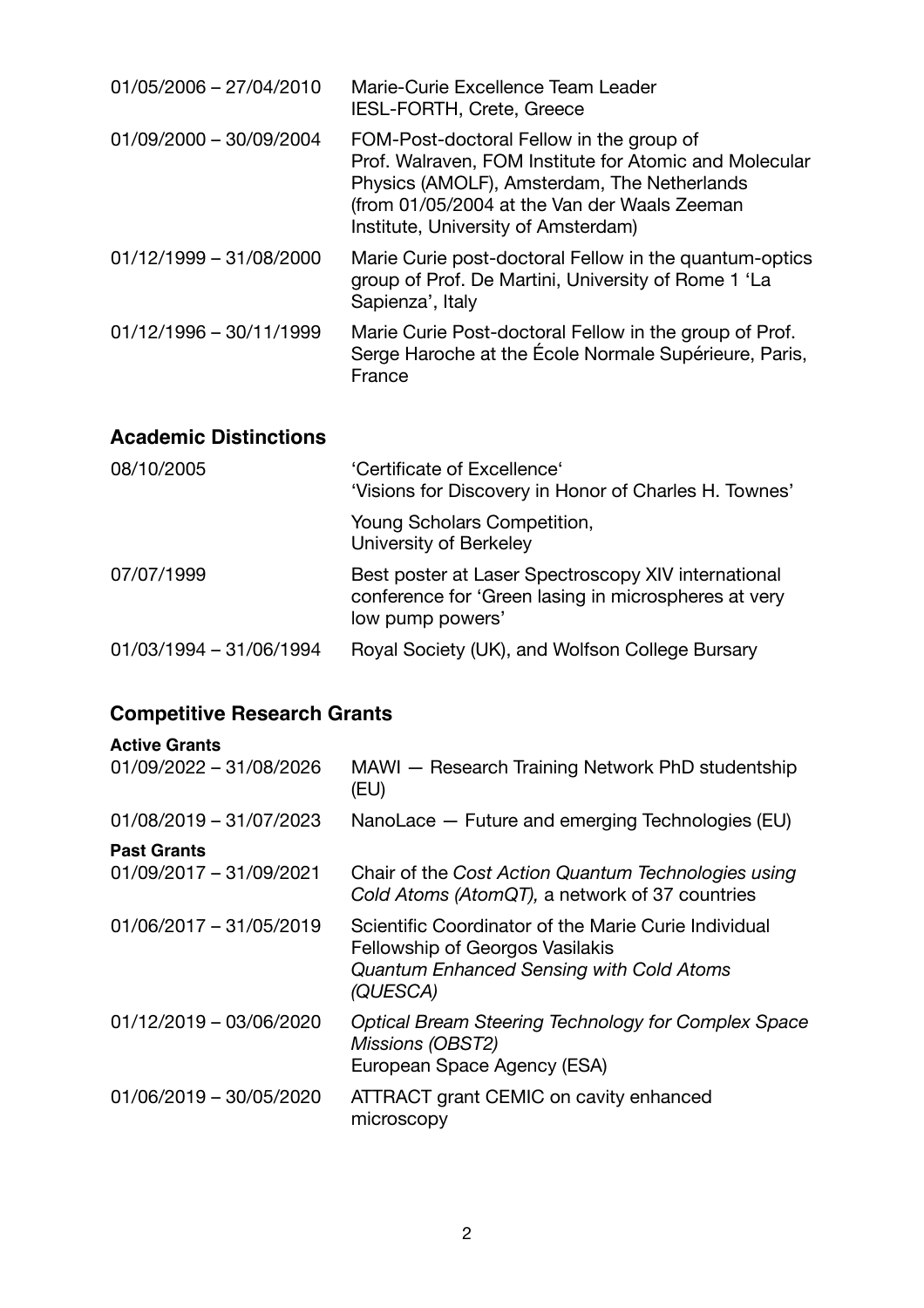| | |
|---|---|
| 01/05/2006 – 27/04/2010 | Marie-Curie Excellence Team Leader<br>IESL-FORTH, Crete, Greece |
| 01/09/2000 – 30/09/2004 | FOM-Post-doctoral Fellow in the group of Prof. Walraven, FOM Institute for Atomic and Molecular Physics (AMOLF), Amsterdam, The Netherlands (from 01/05/2004 at the Van der Waals Zeeman Institute, University of Amsterdam) |
| 01/12/1999 – 31/08/2000 | Marie Curie post-doctoral Fellow in the quantum-optics group of Prof. De Martini, University of Rome 1 'La Sapienza', Italy |
| 01/12/1996 – 30/11/1999 | Marie Curie Post-doctoral Fellow in the group of Prof. Serge Haroche at the École Normale Supérieure, Paris, France |

## Academic Distinctions

| | |
|---|---|
| 08/10/2005 | 'Certificate of Excellence'<br>'Visions for Discovery in Honor of Charles H. Townes'<br><br>Young Scholars Competition,<br>University of Berkeley |
| 07/07/1999 | Best poster at Laser Spectroscopy XIV international conference for 'Green lasing in microspheres at very low pump powers' |
| 01/03/1994 – 31/06/1994 | Royal Society (UK), and Wolfson College Bursary |

## Competitive Research Grants

**Active Grants**

| | |
|---|---|
| 01/09/2022 – 31/08/2026 | MAWI — Research Training Network PhD studentship (EU) |
| 01/08/2019 – 31/07/2023 | NanoLace — Future and emerging Technologies (EU) |

**Past Grants**

| | |
|---|---|
| 01/09/2017 – 31/09/2021 | Chair of the *Cost Action Quantum Technologies using Cold Atoms (AtomQT),* a network of 37 countries |
| 01/06/2017 – 31/05/2019 | Scientific Coordinator of the Marie Curie Individual Fellowship of Georgos Vasilakis<br>*Quantum Enhanced Sensing with Cold Atoms (QUESCA)* |
| 01/12/2019 – 03/06/2020 | *Optical Bream Steering Technology for Complex Space Missions (OBST2)*<br>European Space Agency (ESA) |
| 01/06/2019 – 30/05/2020 | ATTRACT grant CEMIC on cavity enhanced microscopy |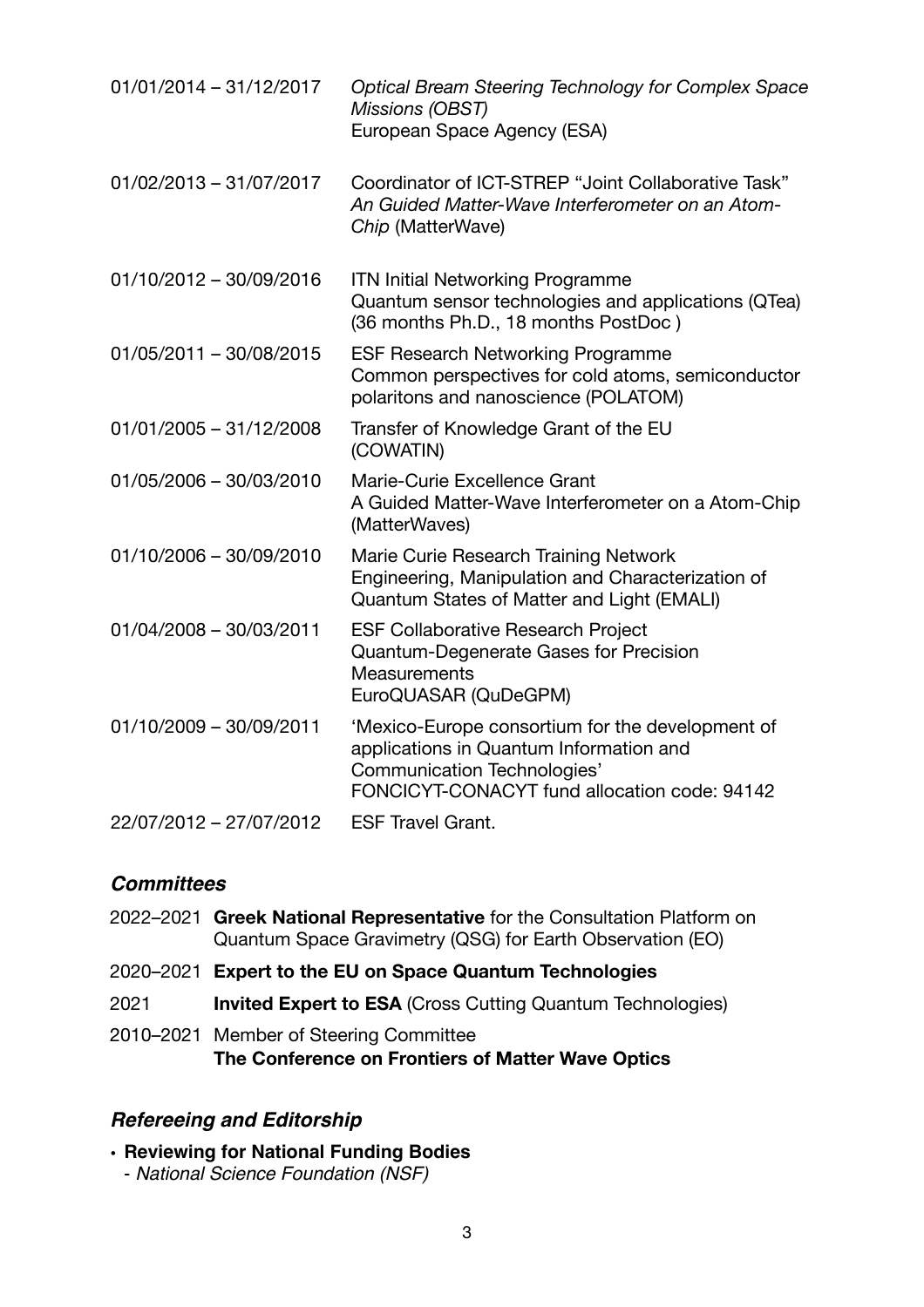01/01/2014 – 31/12/2017 *Optical Bream Steering Technology for Complex Space Missions (OBST)*
European Space Agency (ESA)

01/02/2013 – 31/07/2017 Coordinator of ICT-STREP "Joint Collaborative Task" *An Guided Matter-Wave Interferometer on an Atom-Chip* (MatterWave)

01/10/2012 – 30/09/2016 ITN Initial Networking Programme
Quantum sensor technologies and applications (QTea)
(36 months Ph.D., 18 months PostDoc )

01/05/2011 – 30/08/2015 ESF Research Networking Programme
Common perspectives for cold atoms, semiconductor polaritons and nanoscience (POLATOM)

01/01/2005 – 31/12/2008 Transfer of Knowledge Grant of the EU
(COWATIN)

01/05/2006 – 30/03/2010 Marie-Curie Excellence Grant
A Guided Matter-Wave Interferometer on a Atom-Chip (MatterWaves)

01/10/2006 – 30/09/2010 Marie Curie Research Training Network
Engineering, Manipulation and Characterization of Quantum States of Matter and Light (EMALI)

01/04/2008 – 30/03/2011 ESF Collaborative Research Project
Quantum-Degenerate Gases for Precision Measurements
EuroQUASAR (QuDeGPM)

01/10/2009 – 30/09/2011 'Mexico-Europe consortium for the development of applications in Quantum Information and Communication Technologies'
FONCICYT-CONACYT fund allocation code: 94142

22/07/2012 – 27/07/2012 ESF Travel Grant.

### *Committees*

2022–2021 **Greek National Representative** for the Consultation Platform on Quantum Space Gravimetry (QSG) for Earth Observation (EO)

2020–2021 **Expert to the EU on Space Quantum Technologies**

2021 **Invited Expert to ESA** (Cross Cutting Quantum Technologies)

2010–2021 Member of Steering Committee
**The Conference on Frontiers of Matter Wave Optics**

### *Refereeing and Editorship*

- **Reviewing for National Funding Bodies**
  - *National Science Foundation (NSF)*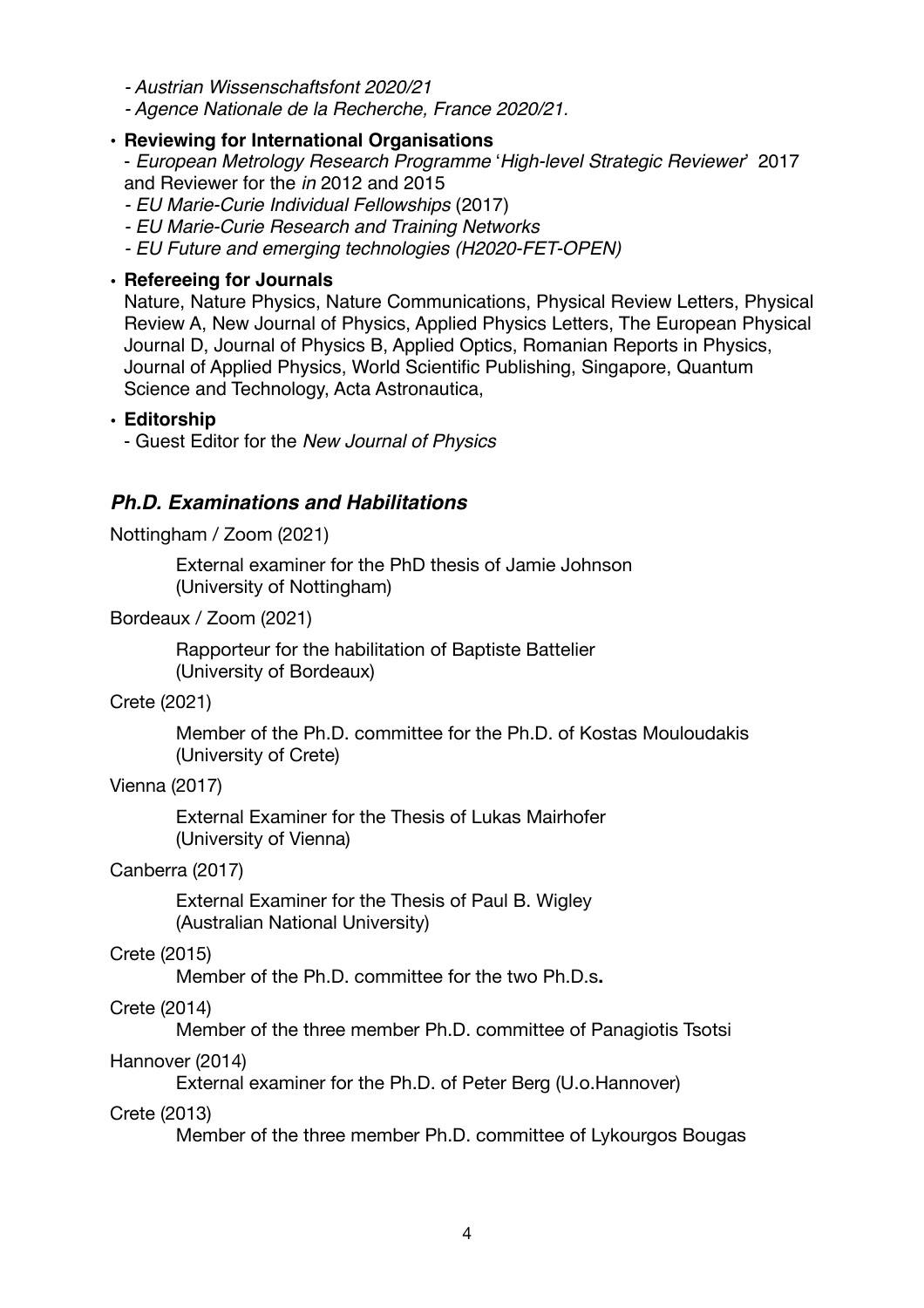- *Austrian Wissenschaftsfont 2020/21*
- *Agence Nationale de la Recherche, France 2020/21.*

- **Reviewing for International Organisations**
  - *European Metrology Research Programme* '*High-level Strategic Reviewer*' 2017 and Reviewer for the *in* 2012 and 2015
  - *EU Marie-Curie Individual Fellowships* (2017)
  - *EU Marie-Curie Research and Training Networks*
  - *EU Future and emerging technologies (H2020-FET-OPEN)*

- **Refereeing for Journals**

  Nature, Nature Physics, Nature Communications, Physical Review Letters, Physical Review A, New Journal of Physics, Applied Physics Letters, The European Physical Journal D, Journal of Physics B, Applied Optics, Romanian Reports in Physics, Journal of Applied Physics, World Scientific Publishing, Singapore, Quantum Science and Technology, Acta Astronautica,

- **Editorship**
  - Guest Editor for the *New Journal of Physics*

## *Ph.D. Examinations and Habilitations*

Nottingham / Zoom (2021)

External examiner for the PhD thesis of Jamie Johnson (University of Nottingham)

Bordeaux / Zoom (2021)

Rapporteur for the habilitation of Baptiste Battelier (University of Bordeaux)

Crete (2021)

Member of the Ph.D. committee for the Ph.D. of Kostas Mouloudakis (University of Crete)

Vienna (2017)

External Examiner for the Thesis of Lukas Mairhofer (University of Vienna)

Canberra (2017)

External Examiner for the Thesis of Paul B. Wigley (Australian National University)

Crete (2015)

Member of the Ph.D. committee for the two Ph.D.s**.**

Crete (2014)

Member of the three member Ph.D. committee of Panagiotis Tsotsi

Hannover (2014)

External examiner for the Ph.D. of Peter Berg (U.o.Hannover)

Crete (2013)

Member of the three member Ph.D. committee of Lykourgos Bougas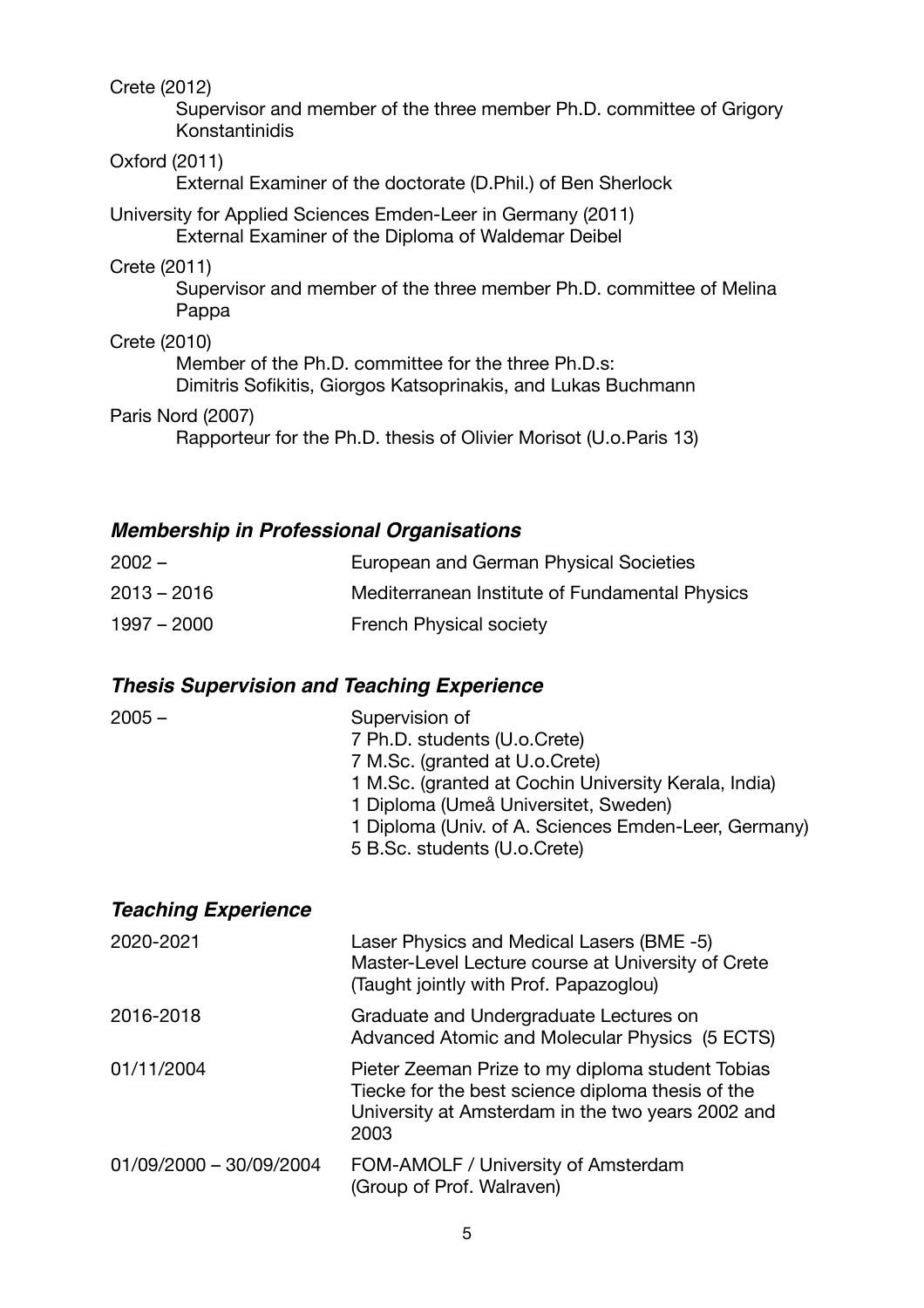Crete (2012)
: Supervisor and member of the three member Ph.D. committee of Grigory Konstantinidis

Oxford (2011)
: External Examiner of the doctorate (D.Phil.) of Ben Sherlock

University for Applied Sciences Emden-Leer in Germany (2011)
: External Examiner of the Diploma of Waldemar Deibel

Crete (2011)
: Supervisor and member of the three member Ph.D. committee of Melina Pappa

Crete (2010)
: Member of the Ph.D. committee for the three Ph.D.s:
: Dimitris Sofikitis, Giorgos Katsoprinakis, and Lukas Buchmann

Paris Nord (2007)
: Rapporteur for the Ph.D. thesis of Olivier Morisot (U.o.Paris 13)

## *Membership in Professional Organisations*

| | |
|---|---|
| 2002 – | European and German Physical Societies |
| 2013 – 2016 | Mediterranean Institute of Fundamental Physics |
| 1997 – 2000 | French Physical society |

## *Thesis Supervision and Teaching Experience*

| | |
|---|---|
| 2005 – | Supervision of<br>7 Ph.D. students (U.o.Crete)<br>7 M.Sc. (granted at U.o.Crete)<br>1 M.Sc. (granted at Cochin University Kerala, India)<br>1 Diploma (Umeå Universitet, Sweden)<br>1 Diploma (Univ. of A. Sciences Emden-Leer, Germany)<br>5 B.Sc. students (U.o.Crete) |

## *Teaching Experience*

| | |
|---|---|
| 2020-2021 | Laser Physics and Medical Lasers (BME -5)<br>Master-Level Lecture course at University of Crete<br>(Taught jointly with Prof. Papazoglou) |
| 2016-2018 | Graduate and Undergraduate Lectures on<br>Advanced Atomic and Molecular Physics (5 ECTS) |
| 01/11/2004 | Pieter Zeeman Prize to my diploma student Tobias Tiecke for the best science diploma thesis of the University at Amsterdam in the two years 2002 and 2003 |
| 01/09/2000 – 30/09/2004 | FOM-AMOLF / University of Amsterdam<br>(Group of Prof. Walraven) |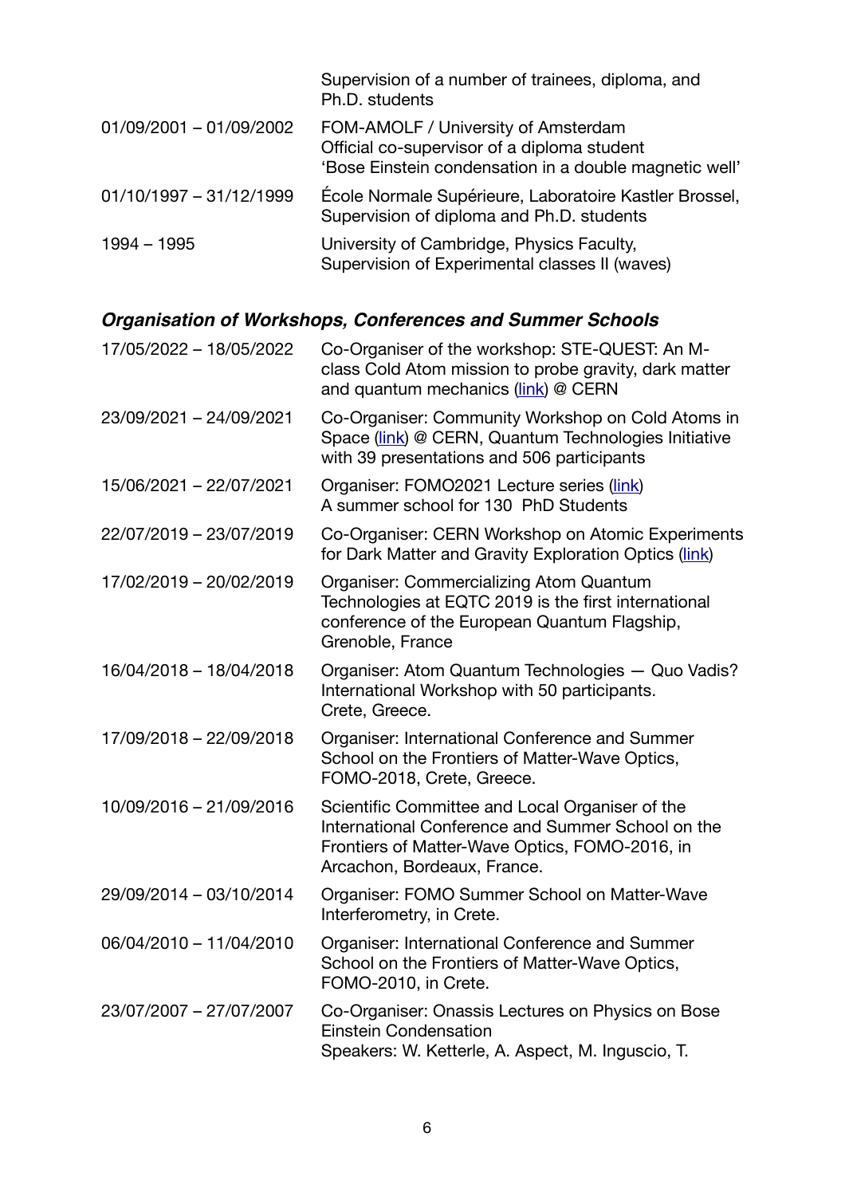| | |
|---|---|
| | Supervision of a number of trainees, diploma, and Ph.D. students |
| 01/09/2001 – 01/09/2002 | FOM-AMOLF / University of Amsterdam<br>Official co-supervisor of a diploma student<br>'Bose Einstein condensation in a double magnetic well' |
| 01/10/1997 – 31/12/1999 | École Normale Supérieure, Laboratoire Kastler Brossel,<br>Supervision of diploma and Ph.D. students |
| 1994 – 1995 | University of Cambridge, Physics Faculty,<br>Supervision of Experimental classes II (waves) |

### ***Organisation of Workshops, Conferences and Summer Schools***

| | |
|---|---|
| 17/05/2022 – 18/05/2022 | Co-Organiser of the workshop: STE-QUEST: An M-class Cold Atom mission to probe gravity, dark matter and quantum mechanics (link) @ CERN |
| 23/09/2021 – 24/09/2021 | Co-Organiser: Community Workshop on Cold Atoms in Space (link) @ CERN, Quantum Technologies Initiative with 39 presentations and 506 participants |
| 15/06/2021 – 22/07/2021 | Organiser: FOMO2021 Lecture series (link)<br>A summer school for 130 PhD Students |
| 22/07/2019 – 23/07/2019 | Co-Organiser: CERN Workshop on Atomic Experiments for Dark Matter and Gravity Exploration Optics (link) |
| 17/02/2019 – 20/02/2019 | Organiser: Commercializing Atom Quantum Technologies at EQTC 2019 is the first international conference of the European Quantum Flagship, Grenoble, France |
| 16/04/2018 – 18/04/2018 | Organiser: Atom Quantum Technologies — Quo Vadis? International Workshop with 50 participants.<br>Crete, Greece. |
| 17/09/2018 – 22/09/2018 | Organiser: International Conference and Summer School on the Frontiers of Matter-Wave Optics, FOMO-2018, Crete, Greece. |
| 10/09/2016 – 21/09/2016 | Scientific Committee and Local Organiser of the International Conference and Summer School on the Frontiers of Matter-Wave Optics, FOMO-2016, in Arcachon, Bordeaux, France. |
| 29/09/2014 – 03/10/2014 | Organiser: FOMO Summer School on Matter-Wave Interferometry, in Crete. |
| 06/04/2010 – 11/04/2010 | Organiser: International Conference and Summer School on the Frontiers of Matter-Wave Optics, FOMO-2010, in Crete. |
| 23/07/2007 – 27/07/2007 | Co-Organiser: Onassis Lectures on Physics on Bose Einstein Condensation<br>Speakers: W. Ketterle, A. Aspect, M. Inguscio, T. |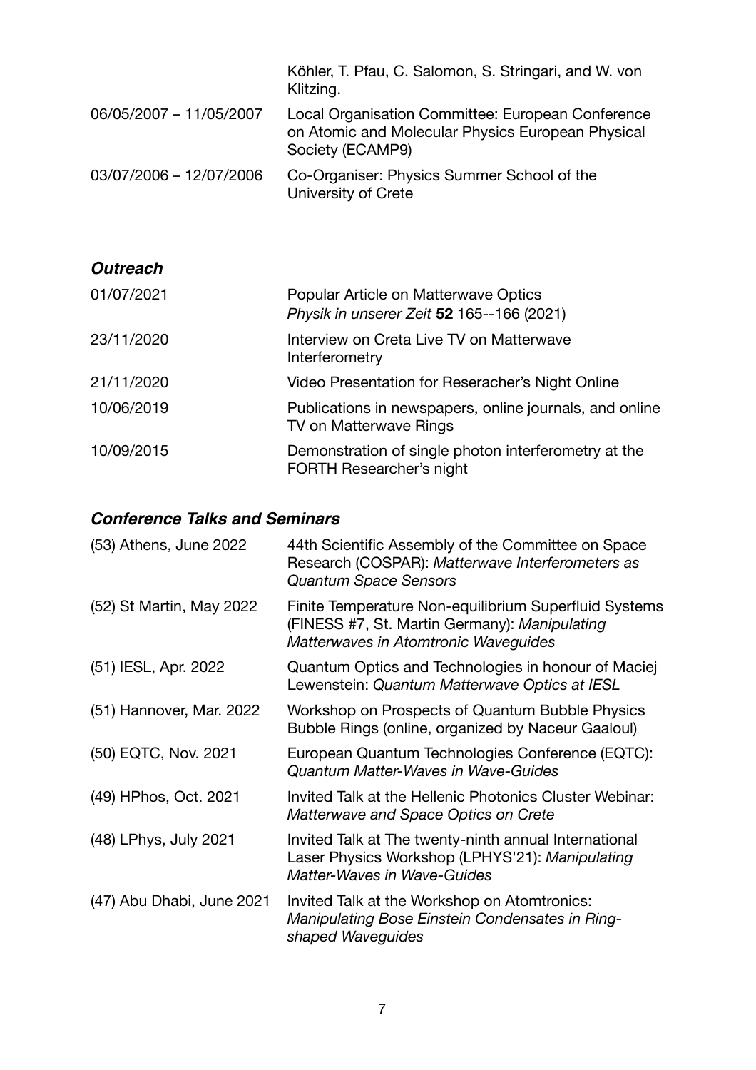| | |
|---|---|
| | Köhler, T. Pfau, C. Salomon, S. Stringari, and W. von Klitzing. |
| 06/05/2007 – 11/05/2007 | Local Organisation Committee: European Conference on Atomic and Molecular Physics European Physical Society (ECAMP9) |
| 03/07/2006 – 12/07/2006 | Co-Organiser: Physics Summer School of the University of Crete |

### *Outreach*

| | |
|---|---|
| 01/07/2021 | Popular Article on Matterwave Optics *Physik in unserer Zeit* **52** 165--166 (2021) |
| 23/11/2020 | Interview on Creta Live TV on Matterwave Interferometry |
| 21/11/2020 | Video Presentation for Reseracher's Night Online |
| 10/06/2019 | Publications in newspapers, online journals, and online TV on Matterwave Rings |
| 10/09/2015 | Demonstration of single photon interferometry at the FORTH Researcher's night |

### *Conference Talks and Seminars*

| | |
|---|---|
| (53) Athens, June 2022 | 44th Scientific Assembly of the Committee on Space Research (COSPAR): *Matterwave Interferometers as Quantum Space Sensors* |
| (52) St Martin, May 2022 | Finite Temperature Non-equilibrium Superfluid Systems (FINESS #7, St. Martin Germany): *Manipulating Matterwaves in Atomtronic Waveguides* |
| (51) IESL, Apr. 2022 | Quantum Optics and Technologies in honour of Maciej Lewenstein: *Quantum Matterwave Optics at IESL* |
| (51) Hannover, Mar. 2022 | Workshop on Prospects of Quantum Bubble Physics Bubble Rings (online, organized by Naceur Gaaloul) |
| (50) EQTC, Nov. 2021 | European Quantum Technologies Conference (EQTC): *Quantum Matter-Waves in Wave-Guides* |
| (49) HPhos, Oct. 2021 | Invited Talk at the Hellenic Photonics Cluster Webinar: *Matterwave and Space Optics on Crete* |
| (48) LPhys, July 2021 | Invited Talk at The twenty-ninth annual International Laser Physics Workshop (LPHYS'21): *Manipulating Matter-Waves in Wave-Guides* |
| (47) Abu Dhabi, June 2021 | Invited Talk at the Workshop on Atomtronics: *Manipulating Bose Einstein Condensates in Ring-shaped Waveguides* |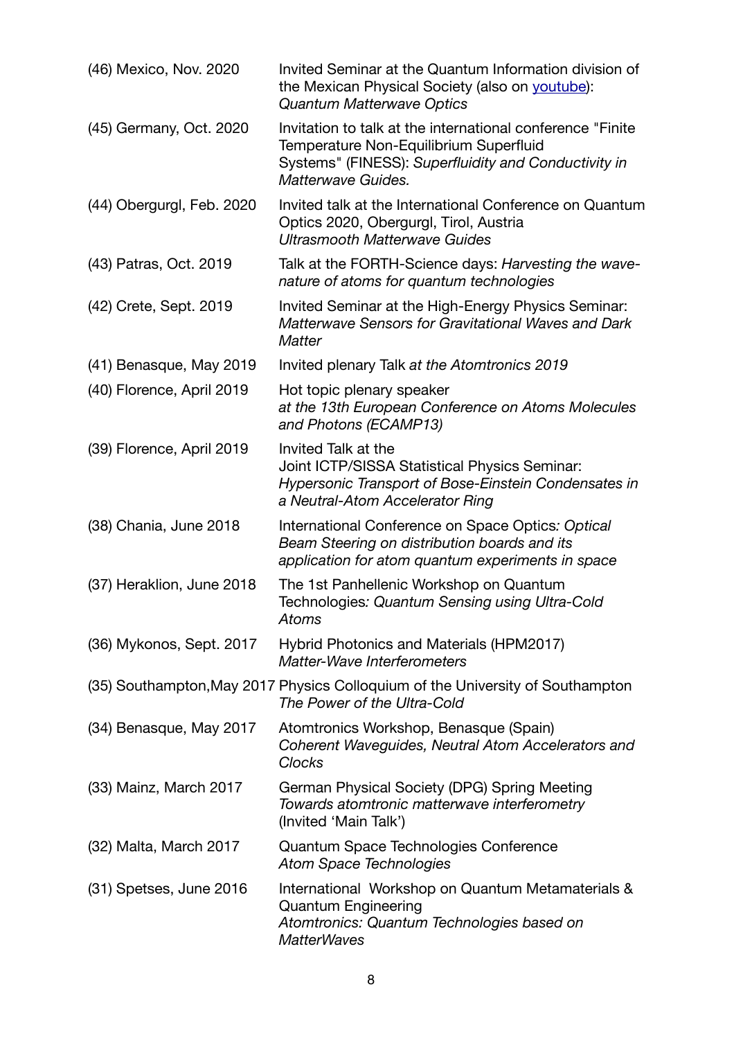| | |
|---|---|
| (46) Mexico, Nov. 2020 | Invited Seminar at the Quantum Information division of the Mexican Physical Society (also on [youtube](youtube)): *Quantum Matterwave Optics* |
| (45) Germany, Oct. 2020 | Invitation to talk at the international conference "Finite Temperature Non-Equilibrium Superfluid Systems" (FINESS): *Superfluidity and Conductivity in Matterwave Guides.* |
| (44) Obergurgl, Feb. 2020 | Invited talk at the International Conference on Quantum Optics 2020, Obergurgl, Tirol, Austria *Ultrasmooth Matterwave Guides* |
| (43) Patras, Oct. 2019 | Talk at the FORTH-Science days: *Harvesting the wave-nature of atoms for quantum technologies* |
| (42) Crete, Sept. 2019 | Invited Seminar at the High-Energy Physics Seminar: *Matterwave Sensors for Gravitational Waves and Dark Matter* |
| (41) Benasque, May 2019 | Invited plenary Talk *at the Atomtronics 2019* |
| (40) Florence, April 2019 | Hot topic plenary speaker *at the 13th European Conference on Atoms Molecules and Photons (ECAMP13)* |
| (39) Florence, April 2019 | Invited Talk at the Joint ICTP/SISSA Statistical Physics Seminar: *Hypersonic Transport of Bose-Einstein Condensates in a Neutral-Atom Accelerator Ring* |
| (38) Chania, June 2018 | International Conference on Space Optics*: Optical Beam Steering on distribution boards and its application for atom quantum experiments in space* |
| (37) Heraklion, June 2018 | The 1st Panhellenic Workshop on Quantum Technologies*: Quantum Sensing using Ultra-Cold Atoms* |
| (36) Mykonos, Sept. 2017 | Hybrid Photonics and Materials (HPM2017) *Matter-Wave Interferometers* |
| (35) Southampton,May 2017 | Physics Colloquium of the University of Southampton *The Power of the Ultra-Cold* |
| (34) Benasque, May 2017 | Atomtronics Workshop, Benasque (Spain) *Coherent Waveguides, Neutral Atom Accelerators and Clocks* |
| (33) Mainz, March 2017 | German Physical Society (DPG) Spring Meeting *Towards atomtronic matterwave interferometry* (Invited 'Main Talk') |
| (32) Malta, March 2017 | Quantum Space Technologies Conference *Atom Space Technologies* |
| (31) Spetses, June 2016 | International Workshop on Quantum Metamaterials & Quantum Engineering *Atomtronics: Quantum Technologies based on MatterWaves* |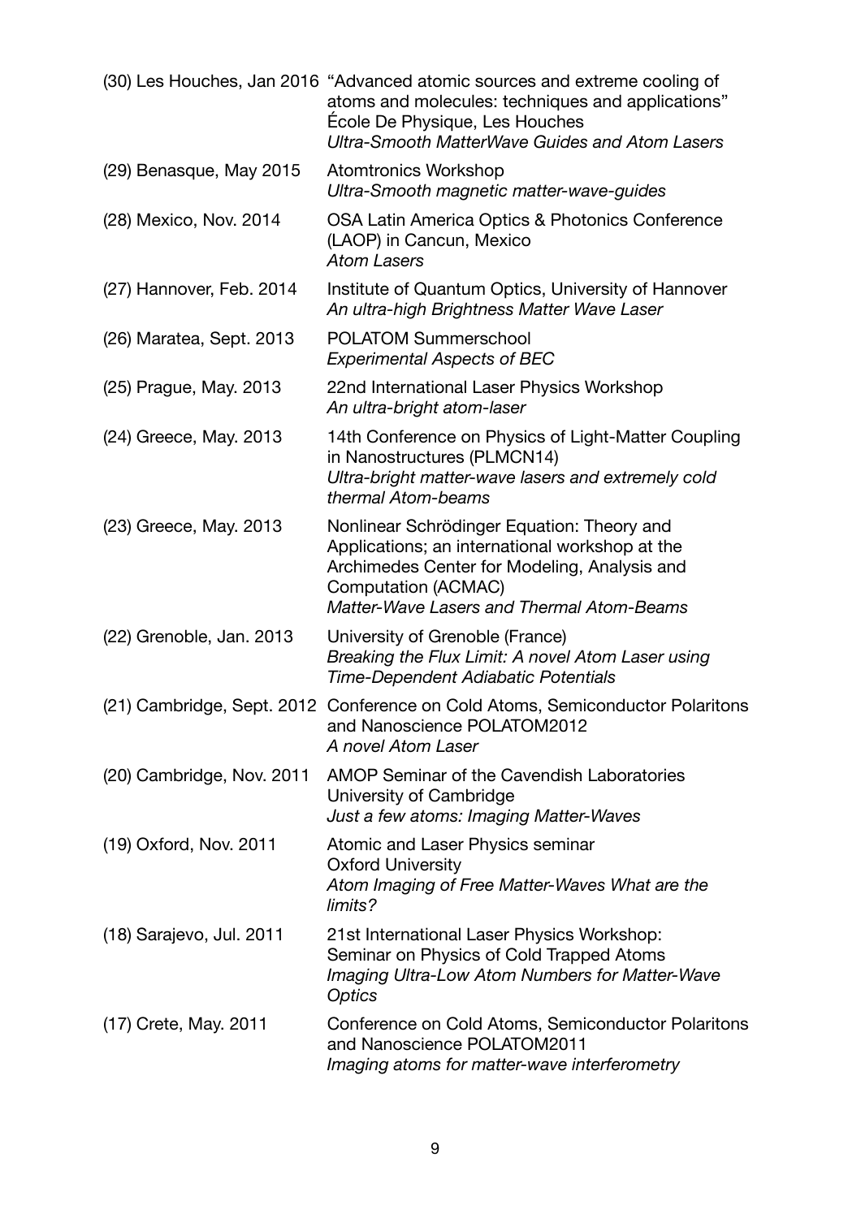| | |
|---|---|
| (30) Les Houches, Jan 2016 | "Advanced atomic sources and extreme cooling of atoms and molecules: techniques and applications"<br>École De Physique, Les Houches<br>*Ultra-Smooth MatterWave Guides and Atom Lasers* |
| (29) Benasque, May 2015 | Atomtronics Workshop<br>*Ultra-Smooth magnetic matter-wave-guides* |
| (28) Mexico, Nov. 2014 | OSA Latin America Optics & Photonics Conference (LAOP) in Cancun, Mexico<br>*Atom Lasers* |
| (27) Hannover, Feb. 2014 | Institute of Quantum Optics, University of Hannover<br>*An ultra-high Brightness Matter Wave Laser* |
| (26) Maratea, Sept. 2013 | POLATOM Summerschool<br>*Experimental Aspects of BEC* |
| (25) Prague, May. 2013 | 22nd International Laser Physics Workshop<br>*An ultra-bright atom-laser* |
| (24) Greece, May. 2013 | 14th Conference on Physics of Light-Matter Coupling in Nanostructures (PLMCN14)<br>*Ultra-bright matter-wave lasers and extremely cold thermal Atom-beams* |
| (23) Greece, May. 2013 | Nonlinear Schrödinger Equation: Theory and Applications; an international workshop at the Archimedes Center for Modeling, Analysis and Computation (ACMAC)<br>*Matter-Wave Lasers and Thermal Atom-Beams* |
| (22) Grenoble, Jan. 2013 | University of Grenoble (France)<br>*Breaking the Flux Limit: A novel Atom Laser using Time-Dependent Adiabatic Potentials* |
| (21) Cambridge, Sept. 2012 | Conference on Cold Atoms, Semiconductor Polaritons and Nanoscience POLATOM2012<br>*A novel Atom Laser* |
| (20) Cambridge, Nov. 2011 | AMOP Seminar of the Cavendish Laboratories University of Cambridge<br>*Just a few atoms: Imaging Matter-Waves* |
| (19) Oxford, Nov. 2011 | Atomic and Laser Physics seminar<br>Oxford University<br>*Atom Imaging of Free Matter-Waves What are the limits?* |
| (18) Sarajevo, Jul. 2011 | 21st International Laser Physics Workshop: Seminar on Physics of Cold Trapped Atoms<br>*Imaging Ultra-Low Atom Numbers for Matter-Wave Optics* |
| (17) Crete, May. 2011 | Conference on Cold Atoms, Semiconductor Polaritons and Nanoscience POLATOM2011<br>*Imaging atoms for matter-wave interferometry* |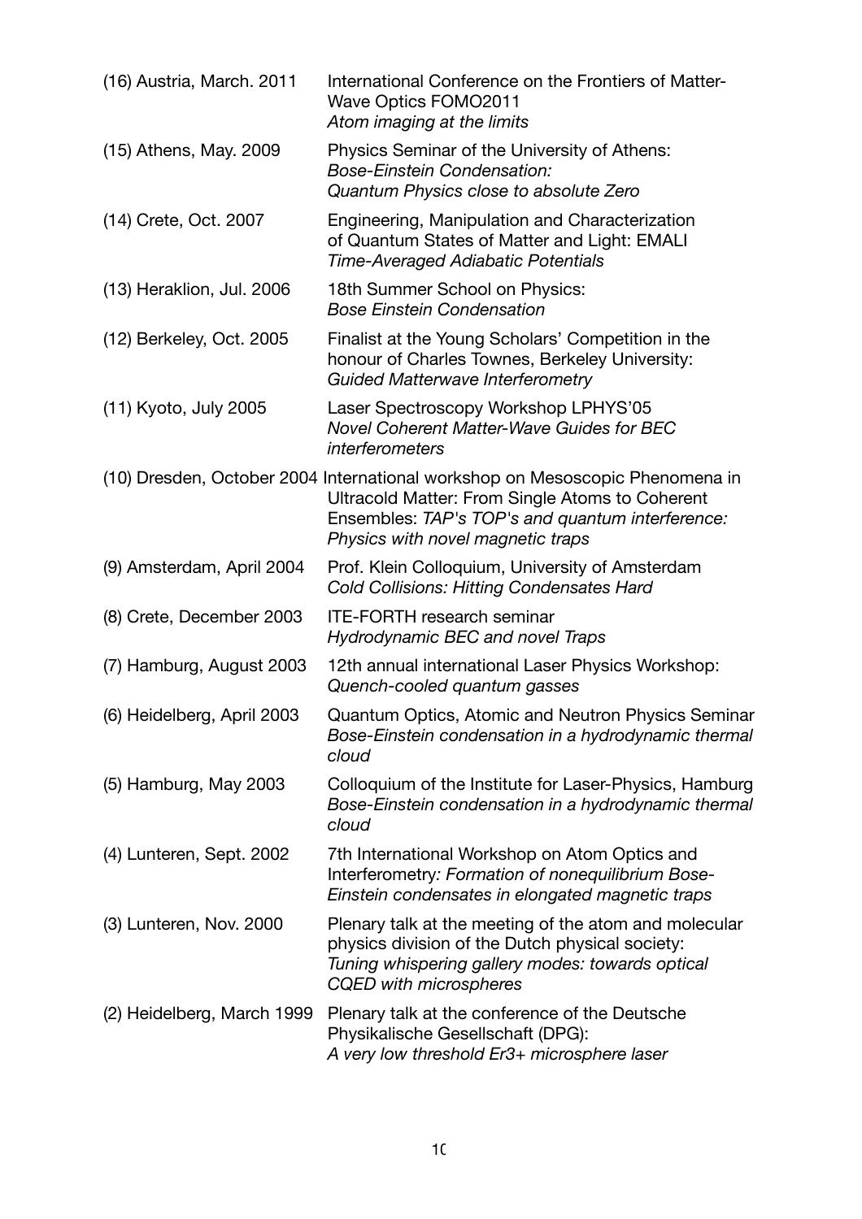| | |
|---|---|
| (16) Austria, March. 2011 | International Conference on the Frontiers of Matter-Wave Optics FOMO2011<br>*Atom imaging at the limits* |
| (15) Athens, May. 2009 | Physics Seminar of the University of Athens:<br>*Bose-Einstein Condensation:*<br>*Quantum Physics close to absolute Zero* |
| (14) Crete, Oct. 2007 | Engineering, Manipulation and Characterization of Quantum States of Matter and Light: EMALI<br>*Time-Averaged Adiabatic Potentials* |
| (13) Heraklion, Jul. 2006 | 18th Summer School on Physics:<br>*Bose Einstein Condensation* |
| (12) Berkeley, Oct. 2005 | Finalist at the Young Scholars' Competition in the honour of Charles Townes, Berkeley University:<br>*Guided Matterwave Interferometry* |
| (11) Kyoto, July 2005 | Laser Spectroscopy Workshop LPHYS'05<br>*Novel Coherent Matter-Wave Guides for BEC interferometers* |
| (10) Dresden, October 2004 | International workshop on Mesoscopic Phenomena in Ultracold Matter: From Single Atoms to Coherent Ensembles: *TAP's TOP's and quantum interference: Physics with novel magnetic traps* |
| (9) Amsterdam, April 2004 | Prof. Klein Colloquium, University of Amsterdam<br>*Cold Collisions: Hitting Condensates Hard* |
| (8) Crete, December 2003 | ITE-FORTH research seminar<br>*Hydrodynamic BEC and novel Traps* |
| (7) Hamburg, August 2003 | 12th annual international Laser Physics Workshop:<br>*Quench-cooled quantum gasses* |
| (6) Heidelberg, April 2003 | Quantum Optics, Atomic and Neutron Physics Seminar<br>*Bose-Einstein condensation in a hydrodynamic thermal cloud* |
| (5) Hamburg, May 2003 | Colloquium of the Institute for Laser-Physics, Hamburg<br>*Bose-Einstein condensation in a hydrodynamic thermal cloud* |
| (4) Lunteren, Sept. 2002 | 7th International Workshop on Atom Optics and Interferometry*: Formation of nonequilibrium Bose-Einstein condensates in elongated magnetic traps* |
| (3) Lunteren, Nov. 2000 | Plenary talk at the meeting of the atom and molecular physics division of the Dutch physical society:<br>*Tuning whispering gallery modes: towards optical CQED with microspheres* |
| (2) Heidelberg, March 1999 | Plenary talk at the conference of the Deutsche Physikalische Gesellschaft (DPG):<br>*A very low threshold Er3+ microsphere laser* |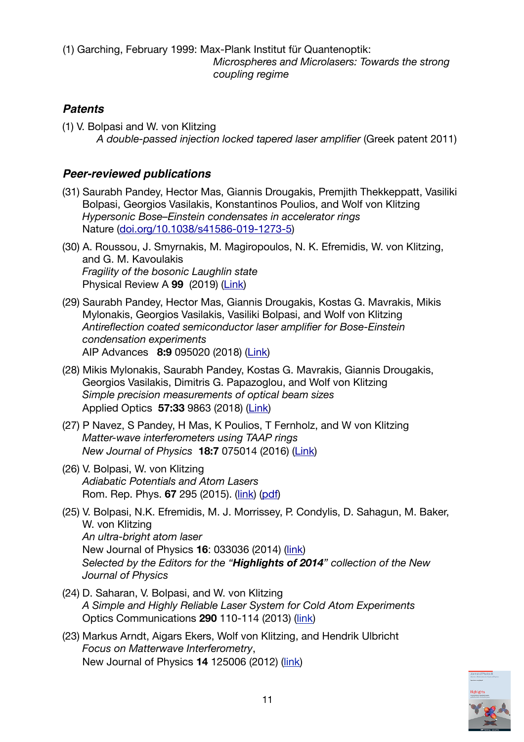(1) Garching, February 1999: Max-Plank Institut für Quantenoptik:
*Microspheres and Microlasers: Towards the strong coupling regime*

### *Patents*

(1) V. Bolpasi and W. von Klitzing
*A double-passed injection locked tapered laser amplifier* (Greek patent 2011)

### *Peer-reviewed publications*

(31) Saurabh Pandey, Hector Mas, Giannis Drougakis, Premjith Thekkeppatt, Vasiliki Bolpasi, Georgios Vasilakis, Konstantinos Poulios, and Wolf von Klitzing
*Hypersonic Bose–Einstein condensates in accelerator rings*
Nature (doi.org/10.1038/s41586-019-1273-5)

(30) A. Roussou, J. Smyrnakis, M. Magiropoulos, N. K. Efremidis, W. von Klitzing, and G. M. Kavoulakis
*Fragility of the bosonic Laughlin state*
Physical Review A **99** (2019) (Link)

(29) Saurabh Pandey, Hector Mas, Giannis Drougakis, Kostas G. Mavrakis, Mikis Mylonakis, Georgios Vasilakis, Vasiliki Bolpasi, and Wolf von Klitzing
*Antireflection coated semiconductor laser amplifier for Bose-Einstein condensation experiments*
AIP Advances **8:9** 095020 (2018) (Link)

(28) Mikis Mylonakis, Saurabh Pandey, Kostas G. Mavrakis, Giannis Drougakis, Georgios Vasilakis, Dimitris G. Papazoglou, and Wolf von Klitzing
*Simple precision measurements of optical beam sizes*
Applied Optics **57:33** 9863 (2018) (Link)

(27) P Navez, S Pandey, H Mas, K Poulios, T Fernholz, and W von Klitzing
*Matter-wave interferometers using TAAP rings*
*New Journal of Physics* **18:7** 075014 (2016) (Link)

(26) V. Bolpasi, W. von Klitzing
*Adiabatic Potentials and Atom Lasers*
Rom. Rep. Phys. **67** 295 (2015). (link) (pdf)

(25) V. Bolpasi, N.K. Efremidis, M. J. Morrissey, P. Condylis, D. Sahagun, M. Baker, W. von Klitzing
*An ultra-bright atom laser*
New Journal of Physics **16**: 033036 (2014) (link)
*Selected by the Editors for the "**Highlights of 2014**" collection of the New Journal of Physics*

(24) D. Saharan, V. Bolpasi, and W. von Klitzing
*A Simple and Highly Reliable Laser System for Cold Atom Experiments*
Optics Communications **290** 110-114 (2013) (link)

(23) Markus Arndt, Aigars Ekers, Wolf von Klitzing, and Hendrik Ulbricht
*Focus on Matterwave Interferometry*,
New Journal of Physics **14** 125006 (2012) (link)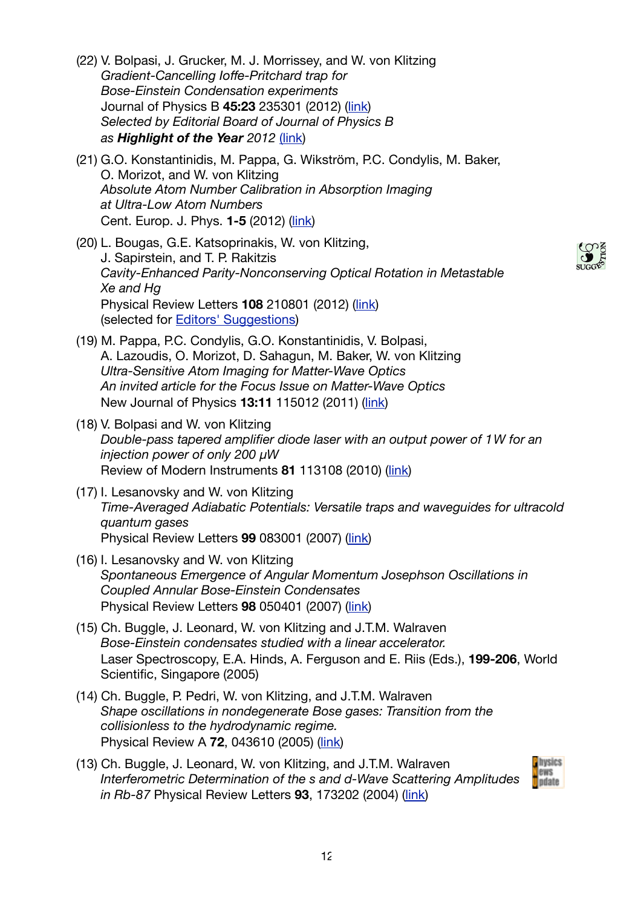(22) V. Bolpasi, J. Grucker, M. J. Morrissey, and W. von Klitzing
*Gradient-Cancelling Ioffe-Pritchard trap for Bose-Einstein Condensation experiments*
Journal of Physics B **45:23** 235301 (2012) (link)
*Selected by Editorial Board of Journal of Physics B as* ***Highlight of the Year*** *2012* (link)

(21) G.O. Konstantinidis, M. Pappa, G. Wikström, P.C. Condylis, M. Baker, O. Morizot, and W. von Klitzing
*Absolute Atom Number Calibration in Absorption Imaging at Ultra-Low Atom Numbers*
Cent. Europ. J. Phys. **1-5** (2012) (link)

(20) L. Bougas, G.E. Katsoprinakis, W. von Klitzing, J. Sapirstein, and T. P. Rakitzis
*Cavity-Enhanced Parity-Nonconserving Optical Rotation in Metastable Xe and Hg*
Physical Review Letters **108** 210801 (2012) (link)
(selected for Editors' Suggestions)

(19) M. Pappa, P.C. Condylis, G.O. Konstantinidis, V. Bolpasi, A. Lazoudis, O. Morizot, D. Sahagun, M. Baker, W. von Klitzing
*Ultra-Sensitive Atom Imaging for Matter-Wave Optics*
*An invited article for the Focus Issue on Matter-Wave Optics*
New Journal of Physics **13:11** 115012 (2011) (link)

(18) V. Bolpasi and W. von Klitzing
*Double-pass tapered amplifier diode laser with an output power of 1 W for an injection power of only 200 µW*
Review of Modern Instruments **81** 113108 (2010) (link)

(17) I. Lesanovsky and W. von Klitzing
*Time-Averaged Adiabatic Potentials: Versatile traps and waveguides for ultracold quantum gases*
Physical Review Letters **99** 083001 (2007) (link)

(16) I. Lesanovsky and W. von Klitzing
*Spontaneous Emergence of Angular Momentum Josephson Oscillations in Coupled Annular Bose-Einstein Condensates*
Physical Review Letters **98** 050401 (2007) (link)

(15) Ch. Buggle, J. Leonard, W. von Klitzing and J.T.M. Walraven
*Bose-Einstein condensates studied with a linear accelerator.*
Laser Spectroscopy, E.A. Hinds, A. Ferguson and E. Riis (Eds.), **199-206**, World Scientific, Singapore (2005)

(14) Ch. Buggle, P. Pedri, W. von Klitzing, and J.T.M. Walraven
*Shape oscillations in nondegenerate Bose gases: Transition from the collisionless to the hydrodynamic regime.*
Physical Review A **72**, 043610 (2005) (link)

(13) Ch. Buggle, J. Leonard, W. von Klitzing, and J.T.M. Walraven
*Interferometric Determination of the s and d-Wave Scattering Amplitudes in Rb-87* Physical Review Letters **93**, 173202 (2004) (link)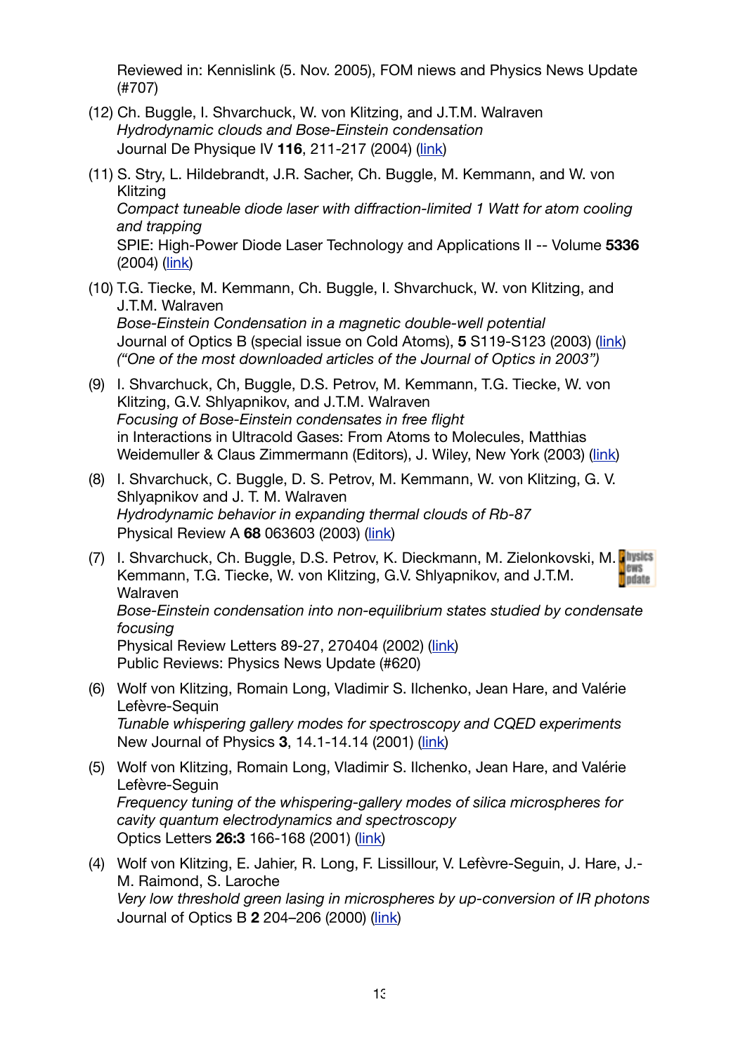Reviewed in: Kennislink (5. Nov. 2005), FOM niews and Physics News Update (#707)

(12) Ch. Buggle, I. Shvarchuck, W. von Klitzing, and J.T.M. Walraven
*Hydrodynamic clouds and Bose-Einstein condensation*
Journal De Physique IV **116**, 211-217 (2004) (link)

(11) S. Stry, L. Hildebrandt, J.R. Sacher, Ch. Buggle, M. Kemmann, and W. von Klitzing
*Compact tuneable diode laser with diffraction-limited 1 Watt for atom cooling and trapping*
SPIE: High-Power Diode Laser Technology and Applications II -- Volume **5336** (2004) (link)

(10) T.G. Tiecke, M. Kemmann, Ch. Buggle, I. Shvarchuck, W. von Klitzing, and J.T.M. Walraven
*Bose-Einstein Condensation in a magnetic double-well potential*
Journal of Optics B (special issue on Cold Atoms), **5** S119-S123 (2003) (link)
*("One of the most downloaded articles of the Journal of Optics in 2003")*

(9) I. Shvarchuck, Ch, Buggle, D.S. Petrov, M. Kemmann, T.G. Tiecke, W. von Klitzing, G.V. Shlyapnikov, and J.T.M. Walraven
*Focusing of Bose-Einstein condensates in free flight*
in Interactions in Ultracold Gases: From Atoms to Molecules, Matthias Weidemuller & Claus Zimmermann (Editors), J. Wiley, New York (2003) (link)

(8) I. Shvarchuck, C. Buggle, D. S. Petrov, M. Kemmann, W. von Klitzing, G. V. Shlyapnikov and J. T. M. Walraven
*Hydrodynamic behavior in expanding thermal clouds of Rb-87*
Physical Review A **68** 063603 (2003) (link)

(7) I. Shvarchuck, Ch. Buggle, D.S. Petrov, K. Dieckmann, M. Zielonkovski, M. Kemmann, T.G. Tiecke, W. von Klitzing, G.V. Shlyapnikov, and J.T.M. Walraven
*Bose-Einstein condensation into non-equilibrium states studied by condensate focusing*
Physical Review Letters 89-27, 270404 (2002) (link)
Public Reviews: Physics News Update (#620)

(6) Wolf von Klitzing, Romain Long, Vladimir S. Ilchenko, Jean Hare, and Valérie Lefèvre-Sequin
*Tunable whispering gallery modes for spectroscopy and CQED experiments*
New Journal of Physics **3**, 14.1-14.14 (2001) (link)

(5) Wolf von Klitzing, Romain Long, Vladimir S. Ilchenko, Jean Hare, and Valérie Lefèvre-Seguin
*Frequency tuning of the whispering-gallery modes of silica microspheres for cavity quantum electrodynamics and spectroscopy*
Optics Letters **26:3** 166-168 (2001) (link)

(4) Wolf von Klitzing, E. Jahier, R. Long, F. Lissillour, V. Lefèvre-Seguin, J. Hare, J.-M. Raimond, S. Laroche
*Very low threshold green lasing in microspheres by up-conversion of IR photons*
Journal of Optics B **2** 204–206 (2000) (link)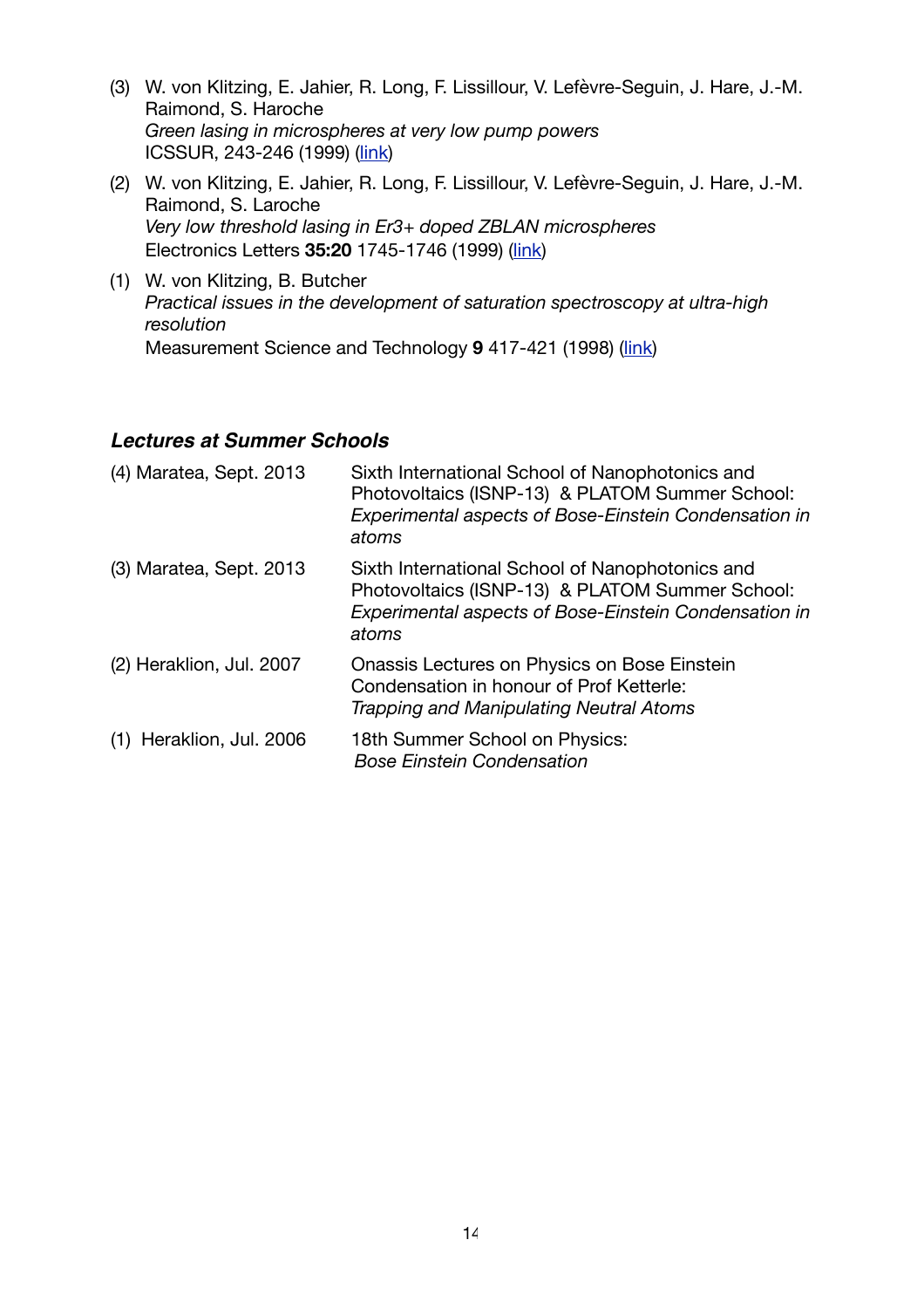(3) W. von Klitzing, E. Jahier, R. Long, F. Lissillour, V. Lefèvre-Seguin, J. Hare, J.-M. Raimond, S. Haroche
*Green lasing in microspheres at very low pump powers*
ICSSUR, 243-246 (1999) (link)

(2) W. von Klitzing, E. Jahier, R. Long, F. Lissillour, V. Lefèvre-Seguin, J. Hare, J.-M. Raimond, S. Laroche
*Very low threshold lasing in Er3+ doped ZBLAN microspheres*
Electronics Letters **35:20** 1745-1746 (1999) (link)

(1) W. von Klitzing, B. Butcher
*Practical issues in the development of saturation spectroscopy at ultra-high resolution*
Measurement Science and Technology **9** 417-421 (1998) (link)

### *Lectures at Summer Schools*

| | |
|---|---|
| (4) Maratea, Sept. 2013 | Sixth International School of Nanophotonics and Photovoltaics (ISNP-13) & PLATOM Summer School: *Experimental aspects of Bose-Einstein Condensation in atoms* |
| (3) Maratea, Sept. 2013 | Sixth International School of Nanophotonics and Photovoltaics (ISNP-13) & PLATOM Summer School: *Experimental aspects of Bose-Einstein Condensation in atoms* |
| (2) Heraklion, Jul. 2007 | Onassis Lectures on Physics on Bose Einstein Condensation in honour of Prof Ketterle: *Trapping and Manipulating Neutral Atoms* |
| (1) Heraklion, Jul. 2006 | 18th Summer School on Physics: *Bose Einstein Condensation* |